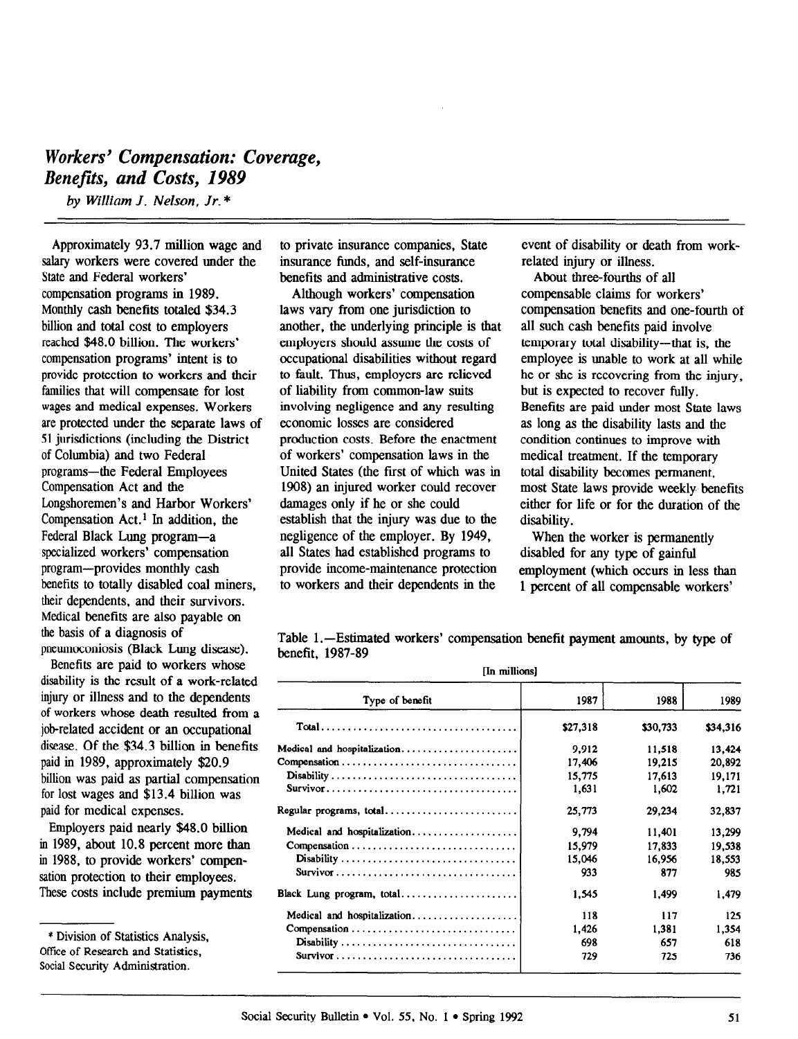# *Workers' Compensation: Coverage, Benefits, and Costs, 1989*

*by William J. Nelson, Jr.**

Approximately 93.7 million wage and salary workers were covered under the State and Federal workers' compensation programs in 1989. Monthly cash benefits totaled $34.3 billion and total cost to employers reached $48.0 billion. The workers' compensation programs' intent is to provide protection to workers and their families that will compensate for lost wages and medical expenses. Workers are protected under the separate laws of 51 jurisdictions (including the District of Columbia) and two Federal programs—the Federal Employees Compensation Act and the Longshoremen's and Harbor Workers' Compensation Act.[1] In addition, the Federal Black Lung program—a specialized workers' compensation program—provides monthly cash benefits to totally disabled coal miners, their dependents, and their survivors. Medical benefits are also payable on the basis of a diagnosis of pneumoconiosis (Black Lung disease).

Benefits are paid to workers whose disability is the result of a work-related injury or illness and to the dependents of workers whose death resulted from a job-related accident or an occupational disease. Of the $34.3 billion in benefits paid in 1989, approximately $20.9 billion was paid as partial compensation for lost wages and $13.4 billion was paid for medical expenses.

Employers paid nearly $48.0 billion in 1989, about 10.8 percent more than in 1988, to provide workers' compensation protection to their employees. These costs include premium payments to private insurance companies, State insurance funds, and self-insurance benefits and administrative costs.

Although workers' compensation laws vary from one jurisdiction to another, the underlying principle is that employers should assume the costs of occupational disabilities without regard to fault. Thus, employers are relieved of liability from common-law suits involving negligence and any resulting economic losses are considered production costs. Before the enactment of workers' compensation laws in the United States (the first of which was in 1908) an injured worker could recover damages only if he or she could establish that the injury was due to the negligence of the employer. By 1949, all States had established programs to provide income-maintenance protection to workers and their dependents in the event of disability or death from work-related injury or illness.

About three-fourths of all compensable claims for workers' compensation benefits and one-fourth of all such cash benefits paid involve temporary total disability—that is, the employee is unable to work at all while he or she is recovering from the injury, but is expected to recover fully. Benefits are paid under most State laws as long as the disability lasts and the condition continues to improve with medical treatment. If the temporary total disability becomes permanent, most State laws provide weekly benefits either for life or for the duration of the disability.

When the worker is permanently disabled for any type of gainful employment (which occurs in less than 1 percent of all compensable workers'

Table 1.—Estimated workers' compensation benefit payment amounts, by type of benefit, 1987-89

[In millions]

| Type of benefit | 1987 | 1988 | 1989 |
|---|---|---|---|
| Total | $27,318 | $30,733 | $34,316 |
| Medical and hospitalization | 9,912 | 11,518 | 13,424 |
| Compensation | 17,406 | 19,215 | 20,892 |
| Disability | 15,775 | 17,613 | 19,171 |
| Survivor | 1,631 | 1,602 | 1,721 |
| Regular programs, total | 25,773 | 29,234 | 32,837 |
| Medical and hospitalization | 9,794 | 11,401 | 13,299 |
| Compensation | 15,979 | 17,833 | 19,538 |
| Disability | 15,046 | 16,956 | 18,553 |
| Survivor | 933 | 877 | 985 |
| Black Lung program, total | 1,545 | 1,499 | 1,479 |
| Medical and hospitalization | 118 | 117 | 125 |
| Compensation | 1,426 | 1,381 | 1,354 |
| Disability | 698 | 657 | 618 |
| Survivor | 729 | 725 | 736 |

* Division of Statistics Analysis, Office of Research and Statistics, Social Security Administration.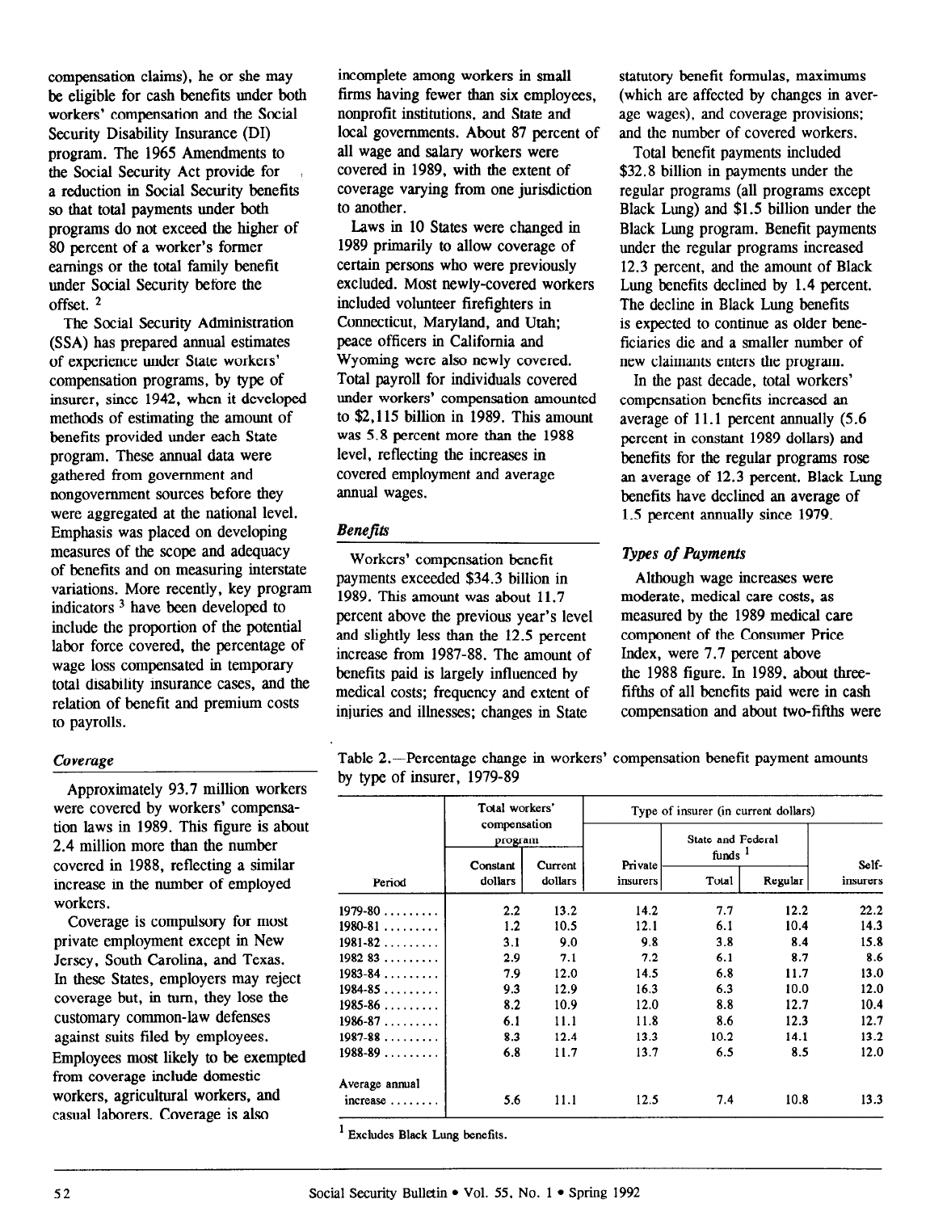compensation claims), he or she may be eligible for cash benefits under both workers' compensation and the Social Security Disability Insurance (DI) program. The 1965 Amendments to the Social Security Act provide for a reduction in Social Security benefits so that total payments under both programs do not exceed the higher of 80 percent of a worker's former earnings or the total family benefit under Social Security before the offset. [2]

The Social Security Administration (SSA) has prepared annual estimates of experience under State workers' compensation programs, by type of insurer, since 1942, when it developed methods of estimating the amount of benefits provided under each State program. These annual data were gathered from government and nongovernment sources before they were aggregated at the national level. Emphasis was placed on developing measures of the scope and adequacy of benefits and on measuring interstate variations. More recently, key program indicators [3] have been developed to include the proportion of the potential labor force covered, the percentage of wage loss compensated in temporary total disability insurance cases, and the relation of benefit and premium costs to payrolls.

### *Coverage*

Approximately 93.7 million workers were covered by workers' compensation laws in 1989. This figure is about 2.4 million more than the number covered in 1988, reflecting a similar increase in the number of employed workers.

Coverage is compulsory for most private employment except in New Jersey, South Carolina, and Texas. In these States, employers may reject coverage but, in turn, they lose the customary common-law defenses against suits filed by employees. Employees most likely to be exempted from coverage include domestic workers, agricultural workers, and casual laborers. Coverage is also incomplete among workers in small firms having fewer than six employees, nonprofit institutions, and State and local governments. About 87 percent of all wage and salary workers were covered in 1989, with the extent of coverage varying from one jurisdiction to another.

Laws in 10 States were changed in 1989 primarily to allow coverage of certain persons who were previously excluded. Most newly-covered workers included volunteer firefighters in Connecticut, Maryland, and Utah; peace officers in California and Wyoming were also newly covered. Total payroll for individuals covered under workers' compensation amounted to $2,115 billion in 1989. This amount was 5.8 percent more than the 1988 level, reflecting the increases in covered employment and average annual wages.

### *Benefits*

Workers' compensation benefit payments exceeded $34.3 billion in 1989. This amount was about 11.7 percent above the previous year's level and slightly less than the 12.5 percent increase from 1987-88. The amount of benefits paid is largely influenced by medical costs; frequency and extent of injuries and illnesses; changes in State statutory benefit formulas, maximums (which are affected by changes in average wages), and coverage provisions; and the number of covered workers.

Total benefit payments included $32.8 billion in payments under the regular programs (all programs except Black Lung) and $1.5 billion under the Black Lung program. Benefit payments under the regular programs increased 12.3 percent, and the amount of Black Lung benefits declined by 1.4 percent. The decline in Black Lung benefits is expected to continue as older beneficiaries die and a smaller number of new claimants enters the program.

In the past decade, total workers' compensation benefits increased an average of 11.1 percent annually (5.6 percent in constant 1989 dollars) and benefits for the regular programs rose an average of 12.3 percent. Black Lung benefits have declined an average of 1.5 percent annually since 1979.

### *Types of Payments*

Although wage increases were moderate, medical care costs, as measured by the 1989 medical care component of the Consumer Price Index, were 7.7 percent above the 1988 figure. In 1989, about three-fifths of all benefits paid were in cash compensation and about two-fifths were

Table 2.—Percentage change in workers' compensation benefit payment amounts by type of insurer, 1979-89

| Period | Total workers' compensation program | | Type of insurer (in current dollars) | | | |
|---|---|---|---|---|---|---|
| | | | Private insurers | State and Federal funds [1] | | Self-insurers |
| | Constant dollars | Current dollars | | Total | Regular | |
| 1979-80 | 2.2 | 13.2 | 14.2 | 7.7 | 12.2 | 22.2 |
| 1980-81 | 1.2 | 10.5 | 12.1 | 6.1 | 10.4 | 14.3 |
| 1981-82 | 3.1 | 9.0 | 9.8 | 3.8 | 8.4 | 15.8 |
| 1982-83 | 2.9 | 7.1 | 7.2 | 6.1 | 8.7 | 8.6 |
| 1983-84 | 7.9 | 12.0 | 14.5 | 6.8 | 11.7 | 13.0 |
| 1984-85 | 9.3 | 12.9 | 16.3 | 6.3 | 10.0 | 12.0 |
| 1985-86 | 8.2 | 10.9 | 12.0 | 8.8 | 12.7 | 10.4 |
| 1986-87 | 6.1 | 11.1 | 11.8 | 8.6 | 12.3 | 12.7 |
| 1987-88 | 8.3 | 12.4 | 13.3 | 10.2 | 14.1 | 13.2 |
| 1988-89 | 6.8 | 11.7 | 13.7 | 6.5 | 8.5 | 12.0 |
| Average annual increase | 5.6 | 11.1 | 12.5 | 7.4 | 10.8 | 13.3 |

[1] Excludes Black Lung benefits.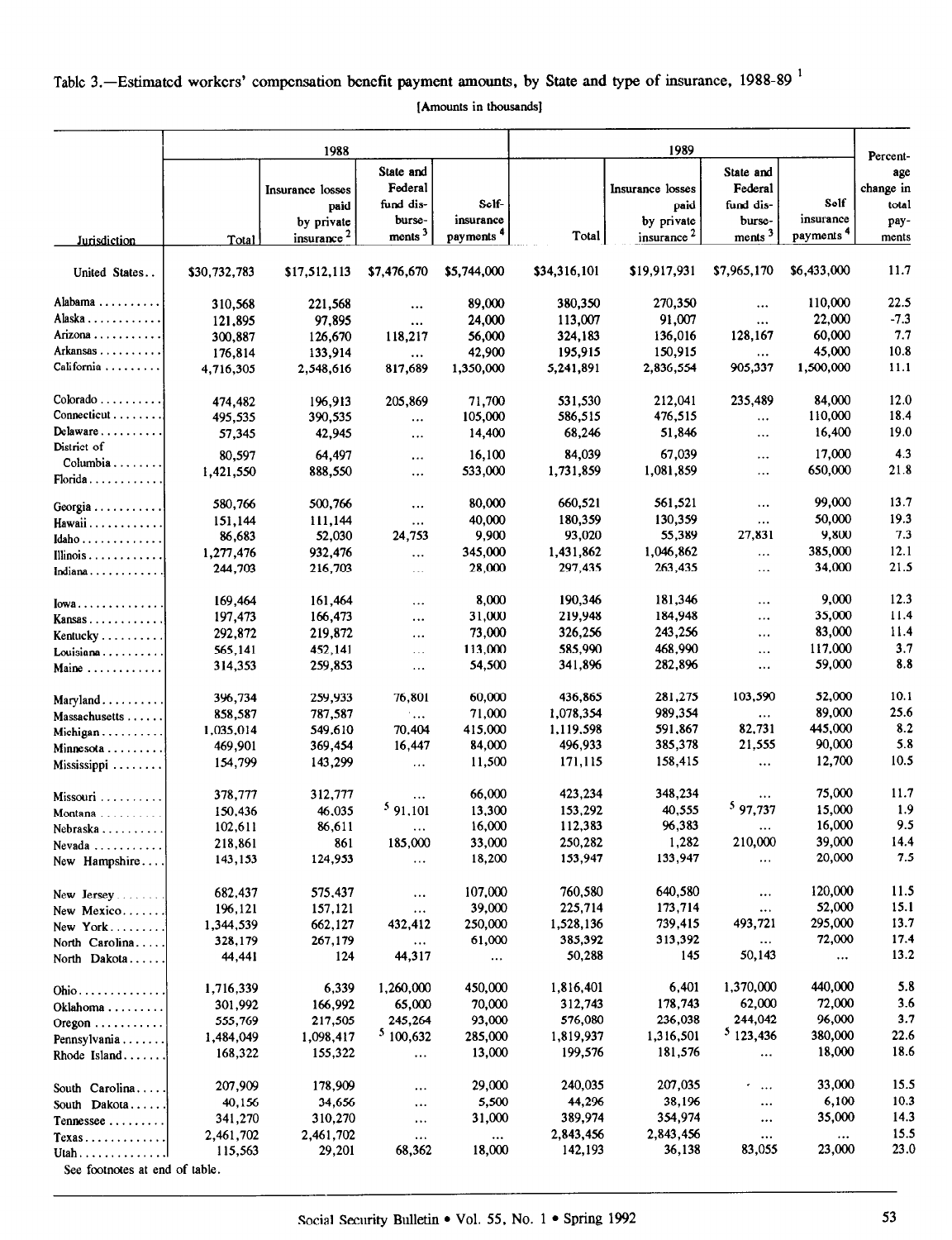Table 3.—Estimated workers' compensation benefit payment amounts, by State and type of insurance, 1988-89 [1]

[Amounts in thousands]

| Jurisdiction | 1988 | | | | 1989 | | | | Percentage change in total payments |
|---|---|---|---|---|---|---|---|---|---|
| | Total | Insurance losses paid by private insurance [2] | State and Federal fund disbursements [3] | Self-insurance payments [4] | Total | Insurance losses paid by private insurance [2] | State and Federal fund disbursements [3] | Self insurance payments [4] | |
| United States.. | $30,732,783 | $17,512,113 | $7,476,670 | $5,744,000 | $34,316,101 | $19,917,931 | $7,965,170 | $6,433,000 | 11.7 |
| Alabama | 310,568 | 221,568 | ... | 89,000 | 380,350 | 270,350 | ... | 110,000 | 22.5 |
| Alaska | 121,895 | 97,895 | ... | 24,000 | 113,007 | 91,007 | ... | 22,000 | -7.3 |
| Arizona | 300,887 | 126,670 | 118,217 | 56,000 | 324,183 | 136,016 | 128,167 | 60,000 | 7.7 |
| Arkansas | 176,814 | 133,914 | ... | 42,900 | 195,915 | 150,915 | ... | 45,000 | 10.8 |
| California | 4,716,305 | 2,548,616 | 817,689 | 1,350,000 | 5,241,891 | 2,836,554 | 905,337 | 1,500,000 | 11.1 |
| Colorado | 474,482 | 196,913 | 205,869 | 71,700 | 531,530 | 212,041 | 235,489 | 84,000 | 12.0 |
| Connecticut | 495,535 | 390,535 | ... | 105,000 | 586,515 | 476,515 | ... | 110,000 | 18.4 |
| Delaware | 57,345 | 42,945 | ... | 14,400 | 68,246 | 51,846 | ... | 16,400 | 19.0 |
| District of Columbia | 80,597 | 64,497 | ... | 16,100 | 84,039 | 67,039 | ... | 17,000 | 4.3 |
| Florida | 1,421,550 | 888,550 | ... | 533,000 | 1,731,859 | 1,081,859 | ... | 650,000 | 21.8 |
| Georgia | 580,766 | 500,766 | ... | 80,000 | 660,521 | 561,521 | ... | 99,000 | 13.7 |
| Hawaii | 151,144 | 111,144 | ... | 40,000 | 180,359 | 130,359 | ... | 50,000 | 19.3 |
| Idaho | 86,683 | 52,030 | 24,753 | 9,900 | 93,020 | 55,389 | 27,831 | 9,800 | 7.3 |
| Illinois | 1,277,476 | 932,476 | ... | 345,000 | 1,431,862 | 1,046,862 | ... | 385,000 | 12.1 |
| Indiana | 244,703 | 216,703 | ... | 28,000 | 297,435 | 263,435 | ... | 34,000 | 21.5 |
| Iowa | 169,464 | 161,464 | ... | 8,000 | 190,346 | 181,346 | ... | 9,000 | 12.3 |
| Kansas | 197,473 | 166,473 | ... | 31,000 | 219,948 | 184,948 | ... | 35,000 | 11.4 |
| Kentucky | 292,872 | 219,872 | ... | 73,000 | 326,256 | 243,256 | ... | 83,000 | 11.4 |
| Louisiana | 565,141 | 452,141 | ... | 113,000 | 585,990 | 468,990 | ... | 117,000 | 3.7 |
| Maine | 314,353 | 259,853 | ... | 54,500 | 341,896 | 282,896 | ... | 59,000 | 8.8 |
| Maryland | 396,734 | 259,933 | 76,801 | 60,000 | 436,865 | 281,275 | 103,590 | 52,000 | 10.1 |
| Massachusetts | 858,587 | 787,587 | ... | 71,000 | 1,078,354 | 989,354 | ... | 89,000 | 25.6 |
| Michigan | 1,035,014 | 549,610 | 70,404 | 415,000 | 1,119,598 | 591,867 | 82,731 | 445,000 | 8.2 |
| Minnesota | 469,901 | 369,454 | 16,447 | 84,000 | 496,933 | 385,378 | 21,555 | 90,000 | 5.8 |
| Mississippi | 154,799 | 143,299 | ... | 11,500 | 171,115 | 158,415 | ... | 12,700 | 10.5 |
| Missouri | 378,777 | 312,777 | ... | 66,000 | 423,234 | 348,234 | ... | 75,000 | 11.7 |
| Montana | 150,436 | 46,035 | [5] 91,101 | 13,300 | 153,292 | 40,555 | [5] 97,737 | 15,000 | 1.9 |
| Nebraska | 102,611 | 86,611 | ... | 16,000 | 112,383 | 96,383 | ... | 16,000 | 9.5 |
| Nevada | 218,861 | 861 | 185,000 | 33,000 | 250,282 | 1,282 | 210,000 | 39,000 | 14.4 |
| New Hampshire | 143,153 | 124,953 | ... | 18,200 | 153,947 | 133,947 | ... | 20,000 | 7.5 |
| New Jersey | 682,437 | 575,437 | ... | 107,000 | 760,580 | 640,580 | ... | 120,000 | 11.5 |
| New Mexico | 196,121 | 157,121 | ... | 39,000 | 225,714 | 173,714 | ... | 52,000 | 15.1 |
| New York | 1,344,539 | 662,127 | 432,412 | 250,000 | 1,528,136 | 739,415 | 493,721 | 295,000 | 13.7 |
| North Carolina | 328,179 | 267,179 | ... | 61,000 | 385,392 | 313,392 | ... | 72,000 | 17.4 |
| North Dakota | 44,441 | 124 | 44,317 | ... | 50,288 | 145 | 50,143 | ... | 13.2 |
| Ohio | 1,716,339 | 6,339 | 1,260,000 | 450,000 | 1,816,401 | 6,401 | 1,370,000 | 440,000 | 5.8 |
| Oklahoma | 301,992 | 166,992 | 65,000 | 70,000 | 312,743 | 178,743 | 62,000 | 72,000 | 3.6 |
| Oregon | 555,769 | 217,505 | 245,264 | 93,000 | 576,080 | 236,038 | 244,042 | 96,000 | 3.7 |
| Pennsylvania | 1,484,049 | 1,098,417 | [5] 100,632 | 285,000 | 1,819,937 | 1,316,501 | [5] 123,436 | 380,000 | 22.6 |
| Rhode Island | 168,322 | 155,322 | ... | 13,000 | 199,576 | 181,576 | ... | 18,000 | 18.6 |
| South Carolina | 207,909 | 178,909 | ... | 29,000 | 240,035 | 207,035 | ... | 33,000 | 15.5 |
| South Dakota | 40,156 | 34,656 | ... | 5,500 | 44,296 | 38,196 | ... | 6,100 | 10.3 |
| Tennessee | 341,270 | 310,270 | ... | 31,000 | 389,974 | 354,974 | ... | 35,000 | 14.3 |
| Texas | 2,461,702 | 2,461,702 | ... | ... | 2,843,456 | 2,843,456 | ... | ... | 15.5 |
| Utah | 115,563 | 29,201 | 68,362 | 18,000 | 142,193 | 36,138 | 83,055 | 23,000 | 23.0 |

See footnotes at end of table.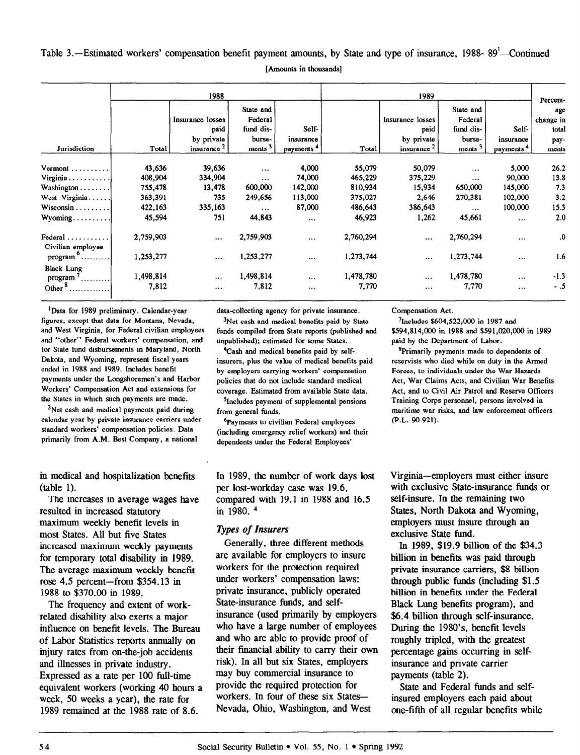Table 3.—Estimated workers' compensation benefit payment amounts, by State and type of insurance, 1988- 89[1]—Continued

[Amounts in thousands]

| Jurisdiction | 1988 | | | | 1989 | | | | Percentage change in total payments |
|---|---|---|---|---|---|---|---|---|---|
| | Total | Insurance losses paid by private insurance [2] | State and Federal fund disbursements [3] | Self-insurance payments [4] | Total | Insurance losses paid by private insurance [2] | State and Federal fund disbursements [3] | Self-insurance payments [4] | |
| Vermont | 43,636 | 39,636 | ... | 4,000 | 55,079 | 50,079 | ... | 5,000 | 26.2 |
| Virginia | 408,904 | 334,904 | ... | 74,000 | 465,229 | 375,229 | ... | 90,000 | 13.8 |
| Washington | 755,478 | 13,478 | 600,000 | 142,000 | 810,934 | 15,934 | 650,000 | 145,000 | 7.3 |
| West Virginia | 363,391 | 735 | 249,656 | 113,000 | 375,027 | 2,646 | 270,381 | 102,000 | 3.2 |
| Wisconsin | 422,163 | 335,163 | ... | 87,000 | 486,643 | 386,643 | ... | 100,000 | 15.3 |
| Wyoming | 45,594 | 751 | 44,843 | ... | 46,923 | 1,262 | 45,661 | ... | 2.0 |
| Federal | 2,759,903 | ... | 2,759,903 | ... | 2,760,294 | ... | 2,760,294 | ... | .0 |
| Civilian employee program [6] | 1,253,277 | ... | 1,253,277 | ... | 1,273,744 | ... | 1,273,744 | ... | 1.6 |
| Black Lung program [7] | 1,498,814 | ... | 1,498,814 | ... | 1,478,780 | ... | 1,478,780 | ... | -1.3 |
| Other [8] | 7,812 | ... | 7,812 | ... | 7,770 | ... | 7,770 | ... | -.5 |

[1]Data for 1989 preliminary. Calendar-year figures, except that data for Montana, Nevada, and West Virginia, for Federal civilian employees and "other" Federal workers' compensation, and for State fund disbursements in Maryland, North Dakota, and Wyoming, represent fiscal years ended in 1988 and 1989. Includes benefit payments under the Longshoremen's and Harbor Workers' Compensation Act and extensions for the States in which such payments are made.

[2]Net cash and medical payments paid during calendar year by private insurance carriers under standard workers' compensation policies. Data primarily from A.M. Best Company, a national data-collecting agency for private insurance.

[3]Net cash and medical benefits paid by State funds compiled from State reports (published and unpublished); estimated for some States.

[4]Cash and medical benefits paid by self-insurers, plus the value of medical benefits paid by employers carrying workers' compensation policies that do not include standard medical coverage. Estimated from available State data.

[5]Includes payment of supplemental pensions from general funds.

[6]Payments to civilian Federal employees (including emergency relief workers) and their dependents under the Federal Employees' Compensation Act.

[7]Includes $604,522,000 in 1987 and $594,814,000 in 1988 and $591,020,000 in 1989 paid by the Department of Labor.

[8]Primarily payments made to dependents of reservists who died while on duty in the Armed Forces, to individuals under the War Hazards Act, War Claims Acts, and Civilian War Benefits Act, and to Civil Air Patrol and Reserve Officers Training Corps personnel, persons involved in maritime war risks, and law enforcement officers (P.L. 90-921).

in medical and hospitalization benefits (table 1).

The increases in average wages have resulted in increased statutory maximum weekly benefit levels in most States. All but five States increased maximum weekly payments for temporary total disability in 1989. The average maximum weekly benefit rose 4.5 percent—from $354.13 in 1988 to $370.00 in 1989.

The frequency and extent of work-related disability also exerts a major influence on benefit levels. The Bureau of Labor Statistics reports annually on injury rates from on-the-job accidents and illnesses in private industry. Expressed as a rate per 100 full-time equivalent workers (working 40 hours a week, 50 weeks a year), the rate for 1989 remained at the 1988 rate of 8.6. In 1989, the number of work days lost per lost-workday case was 19.6, compared with 19.1 in 1988 and 16.5 in 1980. [4]

### *Types of Insurers*

Generally, three different methods are available for employers to insure workers for the protection required under workers' compensation laws: private insurance, publicly operated State-insurance funds, and self-insurance (used primarily by employers who have a large number of employees and who are able to provide proof of their financial ability to carry their own risk). In all but six States, employers may buy commercial insurance to provide the required protection for workers. In four of these six States—Nevada, Ohio, Washington, and West Virginia—employers must either insure with exclusive State-insurance funds or self-insure. In the remaining two States, North Dakota and Wyoming, employers must insure through an exclusive State fund.

In 1989, $19.9 billion of the $34.3 billion in benefits was paid through private insurance carriers, $8 billion through public funds (including $1.5 billion in benefits under the Federal Black Lung benefits program), and $6.4 billion through self-insurance. During the 1980's, benefit levels roughly tripled, with the greatest percentage gains occurring in self-insurance and private carrier payments (table 2).

State and Federal funds and self-insured employers each paid about one-fifth of all regular benefits while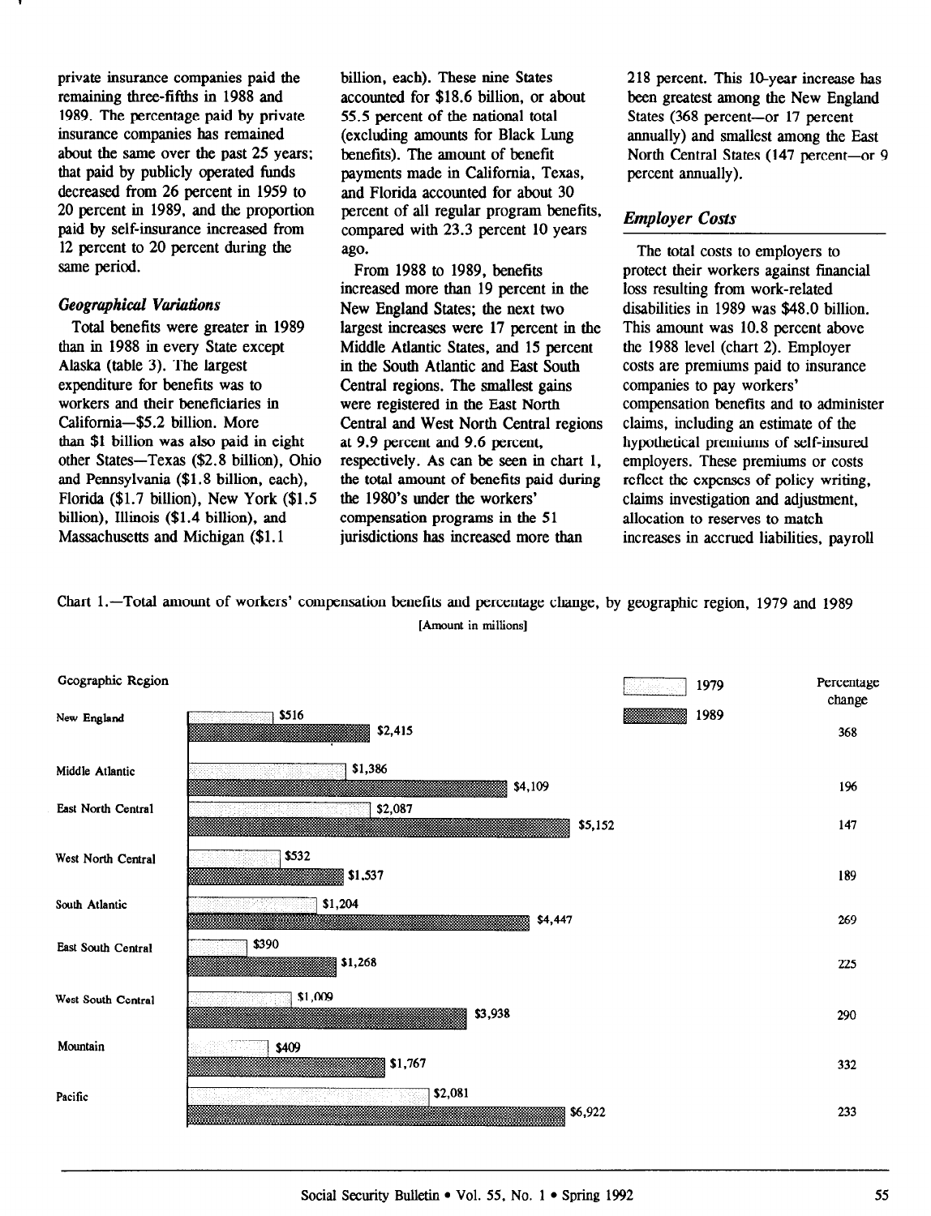private insurance companies paid the remaining three-fifths in 1988 and 1989. The percentage paid by private insurance companies has remained about the same over the past 25 years; that paid by publicly operated funds decreased from 26 percent in 1959 to 20 percent in 1989, and the proportion paid by self-insurance increased from 12 percent to 20 percent during the same period.

### *Geographical Variations*

Total benefits were greater in 1989 than in 1988 in every State except Alaska (table 3). The largest expenditure for benefits was to workers and their beneficiaries in California—$5.2 billion. More than $1 billion was also paid in eight other States—Texas ($2.8 billion), Ohio and Pennsylvania ($1.8 billion, each), Florida ($1.7 billion), New York ($1.5 billion), Illinois ($1.4 billion), and Massachusetts and Michigan ($1.1 billion, each). These nine States accounted for $18.6 billion, or about 55.5 percent of the national total (excluding amounts for Black Lung benefits). The amount of benefit payments made in California, Texas, and Florida accounted for about 30 percent of all regular program benefits, compared with 23.3 percent 10 years ago.

From 1988 to 1989, benefits increased more than 19 percent in the New England States; the next two largest increases were 17 percent in the Middle Atlantic States, and 15 percent in the South Atlantic and East South Central regions. The smallest gains were registered in the East North Central and West North Central regions at 9.9 percent and 9.6 percent, respectively. As can be seen in chart 1, the total amount of benefits paid during the 1980's under the workers' compensation programs in the 51 jurisdictions has increased more than 218 percent. This 10-year increase has been greatest among the New England States (368 percent—or 17 percent annually) and smallest among the East North Central States (147 percent—or 9 percent annually).

### *Employer Costs*

The total costs to employers to protect their workers against financial loss resulting from work-related disabilities in 1989 was $48.0 billion. This amount was 10.8 percent above the 1988 level (chart 2). Employer costs are premiums paid to insurance companies to pay workers' compensation benefits and to administer claims, including an estimate of the hypothetical premiums of self-insured employers. These premiums or costs reflect the expenses of policy writing, claims investigation and adjustment, allocation to reserves to match increases in accrued liabilities, payroll

Chart 1.—Total amount of workers' compensation benefits and percentage change, by geographic region, 1979 and 1989

[Amount in millions]

| Geographic Region | 1979 | 1989 | Percentage change |
|---|---|---|---|
| New England | $516 | $2,415 | 368 |
| Middle Atlantic | $1,386 | $4,109 | 196 |
| East North Central | $2,087 | $5,152 | 147 |
| West North Central | $532 | $1,537 | 189 |
| South Atlantic | $1,204 | $4,447 | 269 |
| East South Central | $390 | $1,268 | 225 |
| West South Central | $1,009 | $3,938 | 290 |
| Mountain | $409 | $1,767 | 332 |
| Pacific | $2,081 | $6,922 | 233 |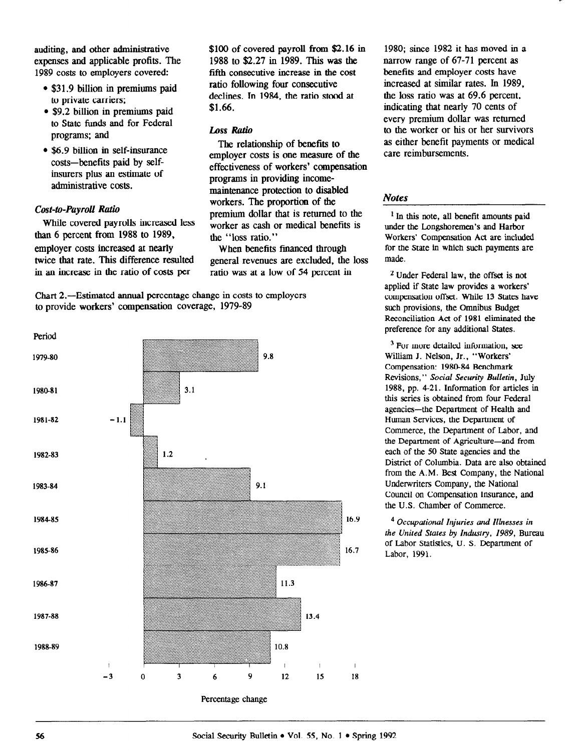auditing, and other administrative expenses and applicable profits. The 1989 costs to employers covered:

- $31.9 billion in premiums paid to private carriers;
- $9.2 billion in premiums paid to State funds and for Federal programs; and
- $6.9 billion in self-insurance costs—benefits paid by self-insurers plus an estimate of administrative costs.

### *Cost-to-Payroll Ratio*

While covered payrolls increased less than 6 percent from 1988 to 1989, employer costs increased at nearly twice that rate. This difference resulted in an increase in the ratio of costs per $100 of covered payroll from $2.16 in 1988 to $2.27 in 1989. This was the fifth consecutive increase in the cost ratio following four consecutive declines. In 1984, the ratio stood at $1.66.

### *Loss Ratio*

The relationship of benefits to employer costs is one measure of the effectiveness of workers' compensation programs in providing income-maintenance protection to disabled workers. The proportion of the premium dollar that is returned to the worker as cash or medical benefits is the "loss ratio."

When benefits financed through general revenues are excluded, the loss ratio was at a low of 54 percent in 1980; since 1982 it has moved in a narrow range of 67-71 percent as benefits and employer costs have increased at similar rates. In 1989, the loss ratio was at 69.6 percent, indicating that nearly 70 cents of every premium dollar was returned to the worker or his or her survivors as either benefit payments or medical care reimbursements.

Chart 2.—Estimated annual percentage change in costs to employers to provide workers' compensation coverage, 1979-89

Period

1979-80 9.8
1980-81 3.1
1981-82 -1.1
1982-83 1.2
1983-84 9.1
1984-85 16.9
1985-86 16.7
1986-87 11.3
1987-88 13.4
1988-89 10.8

-3 0 3 6 9 12 15 18

Percentage change

## *Notes*

[1] In this note, all benefit amounts paid under the Longshoremen's and Harbor Workers' Compensation Act are included for the State in which such payments are made.

[2] Under Federal law, the offset is not applied if State law provides a workers' compensation offset. While 13 States have such provisions, the Omnibus Budget Reconciliation Act of 1981 eliminated the preference for any additional States.

[3] For more detailed information, see William J. Nelson, Jr., "Workers' Compensation: 1980-84 Benchmark Revisions," *Social Security Bulletin*, July 1988, pp. 4-21. Information for articles in this series is obtained from four Federal agencies—the Department of Health and Human Services, the Department of Commerce, the Department of Labor, and the Department of Agriculture—and from each of the 50 State agencies and the District of Columbia. Data are also obtained from the A.M. Best Company, the National Underwriters Company, the National Council on Compensation Insurance, and the U.S. Chamber of Commerce.

[4] *Occupational Injuries and Illnesses in the United States by Industry, 1989*, Bureau of Labor Statistics, U. S. Department of Labor, 1991.